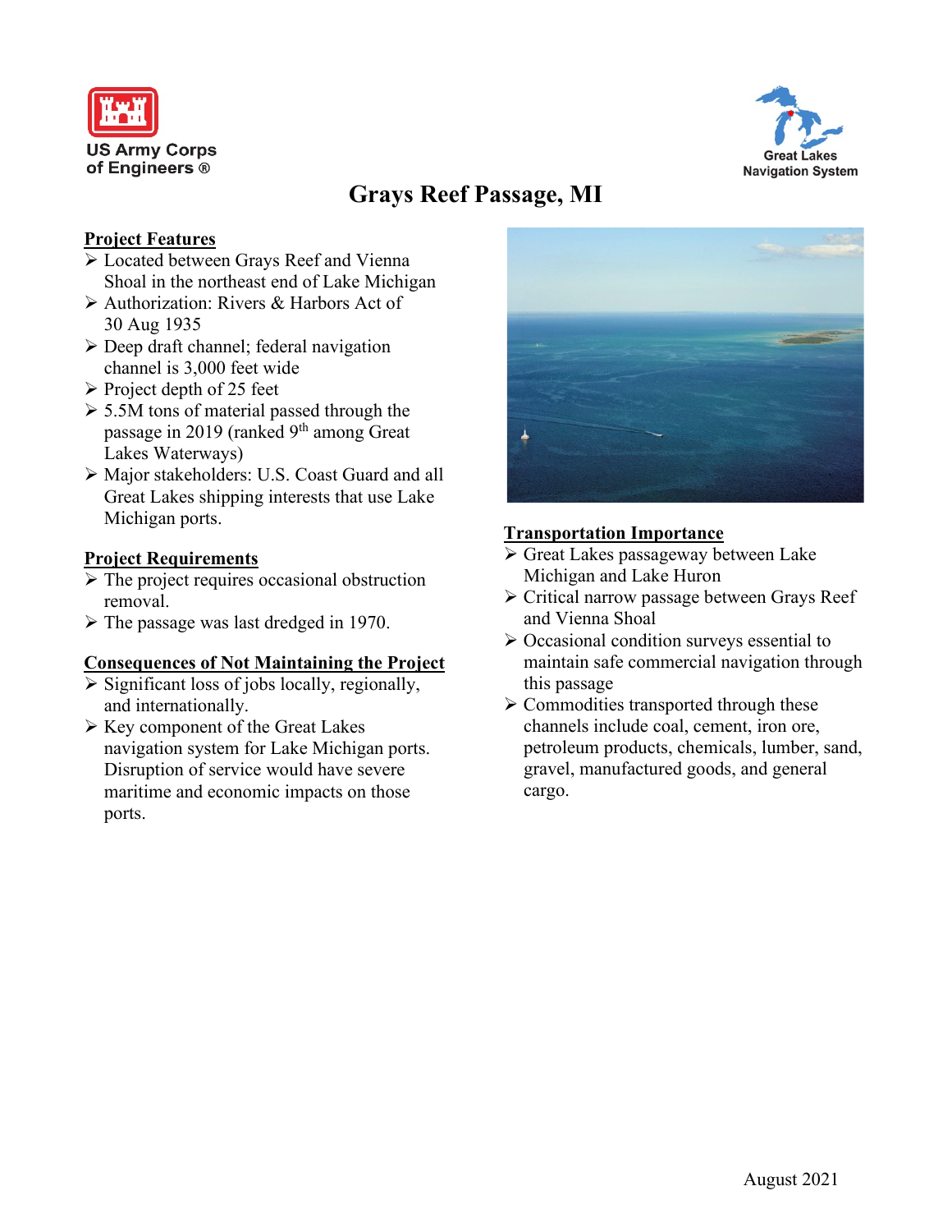US Army Corps of Engineers ®

Great Lakes Navigation System

# Grays Reef Passage, MI

## Project Features

- Located between Grays Reef and Vienna Shoal in the northeast end of Lake Michigan
- Authorization: Rivers & Harbors Act of 30 Aug 1935
- Deep draft channel; federal navigation channel is 3,000 feet wide
- Project depth of 25 feet
- 5.5M tons of material passed through the passage in 2019 (ranked 9th among Great Lakes Waterways)
- Major stakeholders: U.S. Coast Guard and all Great Lakes shipping interests that use Lake Michigan ports.

## Project Requirements

- The project requires occasional obstruction removal.
- The passage was last dredged in 1970.

## Consequences of Not Maintaining the Project

- Significant loss of jobs locally, regionally, and internationally.
- Key component of the Great Lakes navigation system for Lake Michigan ports. Disruption of service would have severe maritime and economic impacts on those ports.

## Transportation Importance

- Great Lakes passageway between Lake Michigan and Lake Huron
- Critical narrow passage between Grays Reef and Vienna Shoal
- Occasional condition surveys essential to maintain safe commercial navigation through this passage
- Commodities transported through these channels include coal, cement, iron ore, petroleum products, chemicals, lumber, sand, gravel, manufactured goods, and general cargo.

August 2021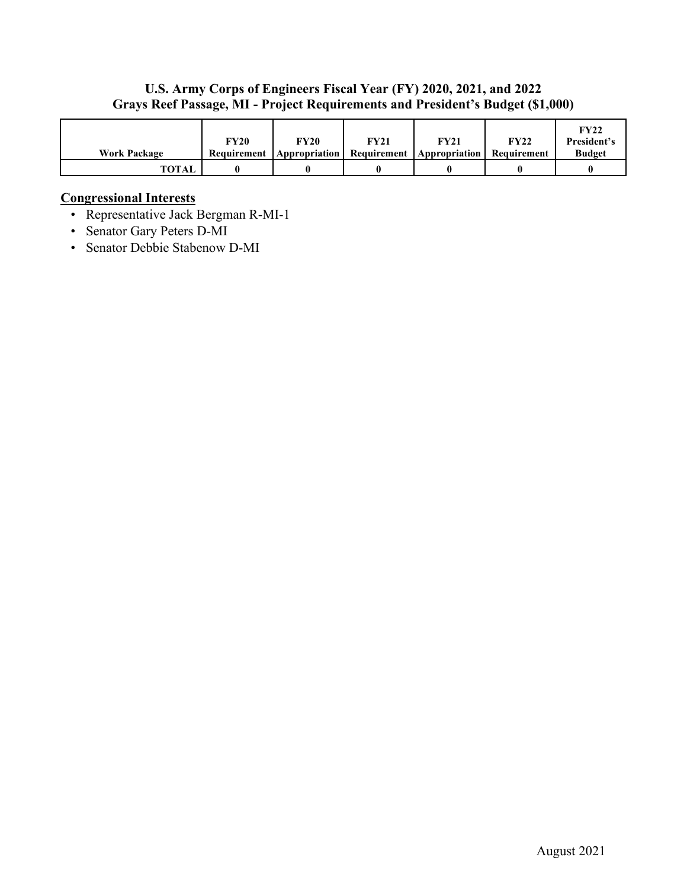**U.S. Army Corps of Engineers Fiscal Year (FY) 2020, 2021, and 2022**
**Grays Reef Passage, MI - Project Requirements and President's Budget ($1,000)**

| Work Package | FY20 Requirement | FY20 Appropriation | FY21 Requirement | FY21 Appropriation | FY22 Requirement | FY22 President's Budget |
|---|---|---|---|---|---|---|
| **TOTAL** | **0** | **0** | **0** | **0** | **0** | **0** |

**Congressional Interests**

- Representative Jack Bergman R-MI-1
- Senator Gary Peters D-MI
- Senator Debbie Stabenow D-MI

August 2021